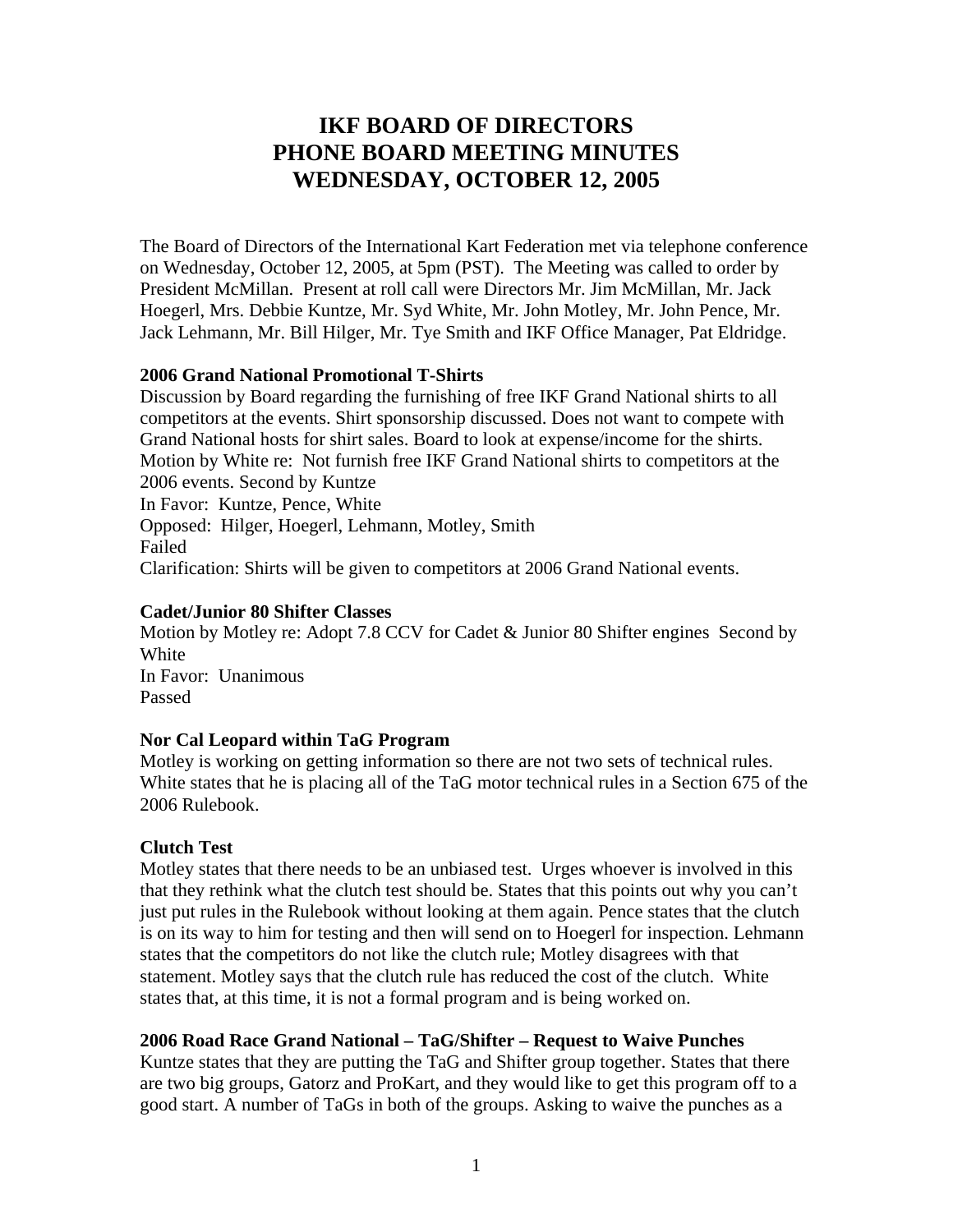# IKF BOARD OF DIRECTORS
# PHONE BOARD MEETING MINUTES
# WEDNESDAY, OCTOBER 12, 2005

The Board of Directors of the International Kart Federation met via telephone conference on Wednesday, October 12, 2005, at 5pm (PST). The Meeting was called to order by President McMillan. Present at roll call were Directors Mr. Jim McMillan, Mr. Jack Hoegerl, Mrs. Debbie Kuntze, Mr. Syd White, Mr. John Motley, Mr. John Pence, Mr. Jack Lehmann, Mr. Bill Hilger, Mr. Tye Smith and IKF Office Manager, Pat Eldridge.

**2006 Grand National Promotional T-Shirts**
Discussion by Board regarding the furnishing of free IKF Grand National shirts to all competitors at the events. Shirt sponsorship discussed. Does not want to compete with Grand National hosts for shirt sales. Board to look at expense/income for the shirts.
Motion by White re: Not furnish free IKF Grand National shirts to competitors at the 2006 events. Second by Kuntze
In Favor: Kuntze, Pence, White
Opposed: Hilger, Hoegerl, Lehmann, Motley, Smith
Failed
Clarification: Shirts will be given to competitors at 2006 Grand National events.

**Cadet/Junior 80 Shifter Classes**
Motion by Motley re: Adopt 7.8 CCV for Cadet & Junior 80 Shifter engines Second by White
In Favor: Unanimous
Passed

**Nor Cal Leopard within TaG Program**
Motley is working on getting information so there are not two sets of technical rules. White states that he is placing all of the TaG motor technical rules in a Section 675 of the 2006 Rulebook.

**Clutch Test**
Motley states that there needs to be an unbiased test. Urges whoever is involved in this that they rethink what the clutch test should be. States that this points out why you can't just put rules in the Rulebook without looking at them again. Pence states that the clutch is on its way to him for testing and then will send on to Hoegerl for inspection. Lehmann states that the competitors do not like the clutch rule; Motley disagrees with that statement. Motley says that the clutch rule has reduced the cost of the clutch. White states that, at this time, it is not a formal program and is being worked on.

**2006 Road Race Grand National – TaG/Shifter – Request to Waive Punches**
Kuntze states that they are putting the TaG and Shifter group together. States that there are two big groups, Gatorz and ProKart, and they would like to get this program off to a good start. A number of TaGs in both of the groups. Asking to waive the punches as a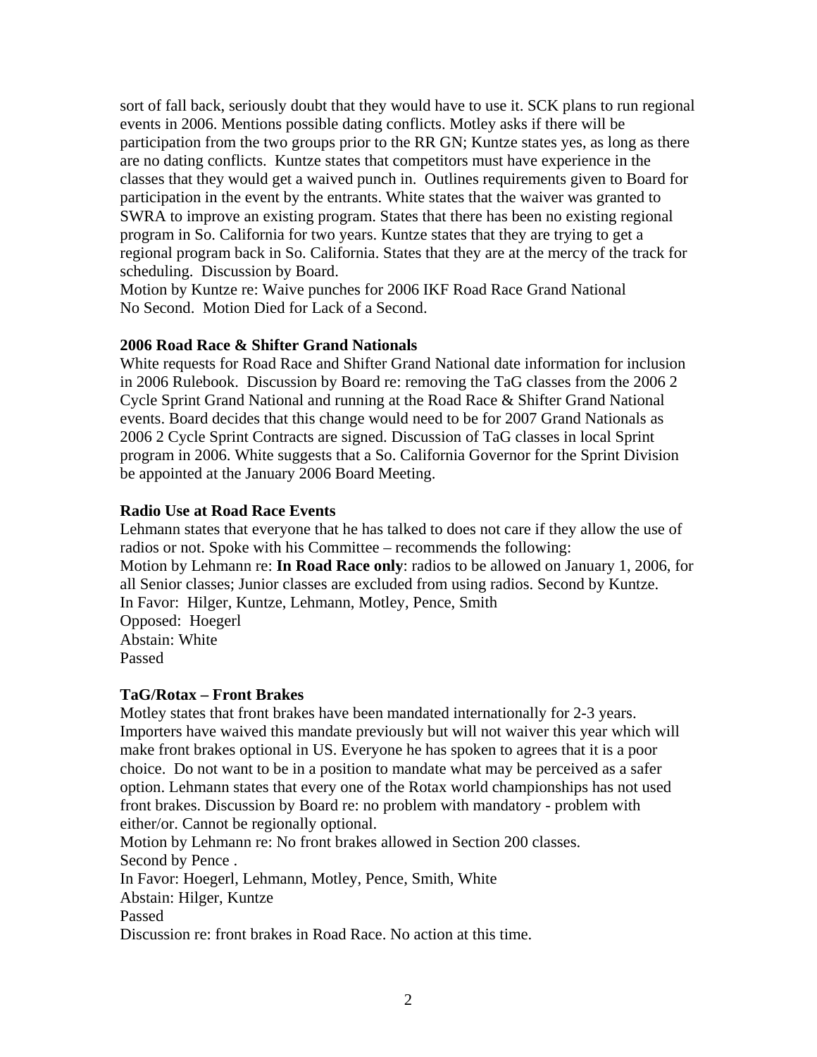sort of fall back, seriously doubt that they would have to use it. SCK plans to run regional events in 2006. Mentions possible dating conflicts. Motley asks if there will be participation from the two groups prior to the RR GN; Kuntze states yes, as long as there are no dating conflicts. Kuntze states that competitors must have experience in the classes that they would get a waived punch in. Outlines requirements given to Board for participation in the event by the entrants. White states that the waiver was granted to SWRA to improve an existing program. States that there has been no existing regional program in So. California for two years. Kuntze states that they are trying to get a regional program back in So. California. States that they are at the mercy of the track for scheduling. Discussion by Board.
Motion by Kuntze re: Waive punches for 2006 IKF Road Race Grand National
No Second. Motion Died for Lack of a Second.

**2006 Road Race & Shifter Grand Nationals**
White requests for Road Race and Shifter Grand National date information for inclusion in 2006 Rulebook. Discussion by Board re: removing the TaG classes from the 2006 2 Cycle Sprint Grand National and running at the Road Race & Shifter Grand National events. Board decides that this change would need to be for 2007 Grand Nationals as 2006 2 Cycle Sprint Contracts are signed. Discussion of TaG classes in local Sprint program in 2006. White suggests that a So. California Governor for the Sprint Division be appointed at the January 2006 Board Meeting.

**Radio Use at Road Race Events**
Lehmann states that everyone that he has talked to does not care if they allow the use of radios or not. Spoke with his Committee – recommends the following:
Motion by Lehmann re: **In Road Race only**: radios to be allowed on January 1, 2006, for all Senior classes; Junior classes are excluded from using radios. Second by Kuntze.
In Favor: Hilger, Kuntze, Lehmann, Motley, Pence, Smith
Opposed: Hoegerl
Abstain: White
Passed

**TaG/Rotax – Front Brakes**
Motley states that front brakes have been mandated internationally for 2-3 years. Importers have waived this mandate previously but will not waiver this year which will make front brakes optional in US. Everyone he has spoken to agrees that it is a poor choice. Do not want to be in a position to mandate what may be perceived as a safer option. Lehmann states that every one of the Rotax world championships has not used front brakes. Discussion by Board re: no problem with mandatory - problem with either/or. Cannot be regionally optional.
Motion by Lehmann re: No front brakes allowed in Section 200 classes.
Second by Pence .
In Favor: Hoegerl, Lehmann, Motley, Pence, Smith, White
Abstain: Hilger, Kuntze
Passed
Discussion re: front brakes in Road Race. No action at this time.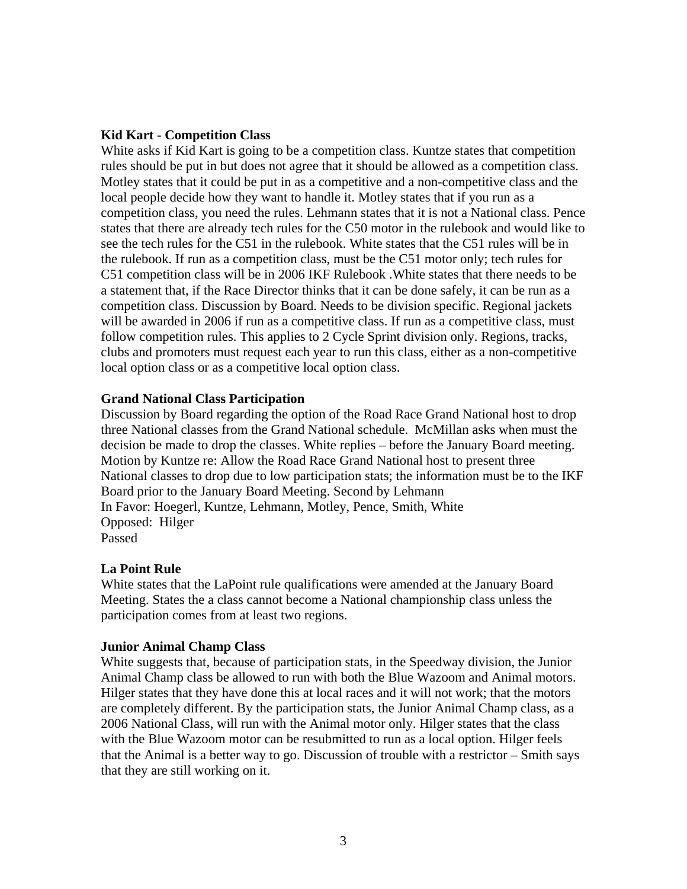**Kid Kart - Competition Class**

White asks if Kid Kart is going to be a competition class. Kuntze states that competition rules should be put in but does not agree that it should be allowed as a competition class. Motley states that it could be put in as a competitive and a non-competitive class and the local people decide how they want to handle it. Motley states that if you run as a competition class, you need the rules. Lehmann states that it is not a National class. Pence states that there are already tech rules for the C50 motor in the rulebook and would like to see the tech rules for the C51 in the rulebook. White states that the C51 rules will be in the rulebook. If run as a competition class, must be the C51 motor only; tech rules for C51 competition class will be in 2006 IKF Rulebook .White states that there needs to be a statement that, if the Race Director thinks that it can be done safely, it can be run as a competition class. Discussion by Board. Needs to be division specific. Regional jackets will be awarded in 2006 if run as a competitive class. If run as a competitive class, must follow competition rules. This applies to 2 Cycle Sprint division only. Regions, tracks, clubs and promoters must request each year to run this class, either as a non-competitive local option class or as a competitive local option class.

**Grand National Class Participation**

Discussion by Board regarding the option of the Road Race Grand National host to drop three National classes from the Grand National schedule. McMillan asks when must the decision be made to drop the classes. White replies – before the January Board meeting. Motion by Kuntze re: Allow the Road Race Grand National host to present three National classes to drop due to low participation stats; the information must be to the IKF Board prior to the January Board Meeting. Second by Lehmann
In Favor: Hoegerl, Kuntze, Lehmann, Motley, Pence, Smith, White
Opposed: Hilger
Passed

**La Point Rule**

White states that the LaPoint rule qualifications were amended at the January Board Meeting. States the a class cannot become a National championship class unless the participation comes from at least two regions.

**Junior Animal Champ Class**

White suggests that, because of participation stats, in the Speedway division, the Junior Animal Champ class be allowed to run with both the Blue Wazoom and Animal motors. Hilger states that they have done this at local races and it will not work; that the motors are completely different. By the participation stats, the Junior Animal Champ class, as a 2006 National Class, will run with the Animal motor only. Hilger states that the class with the Blue Wazoom motor can be resubmitted to run as a local option. Hilger feels that the Animal is a better way to go. Discussion of trouble with a restrictor – Smith says that they are still working on it.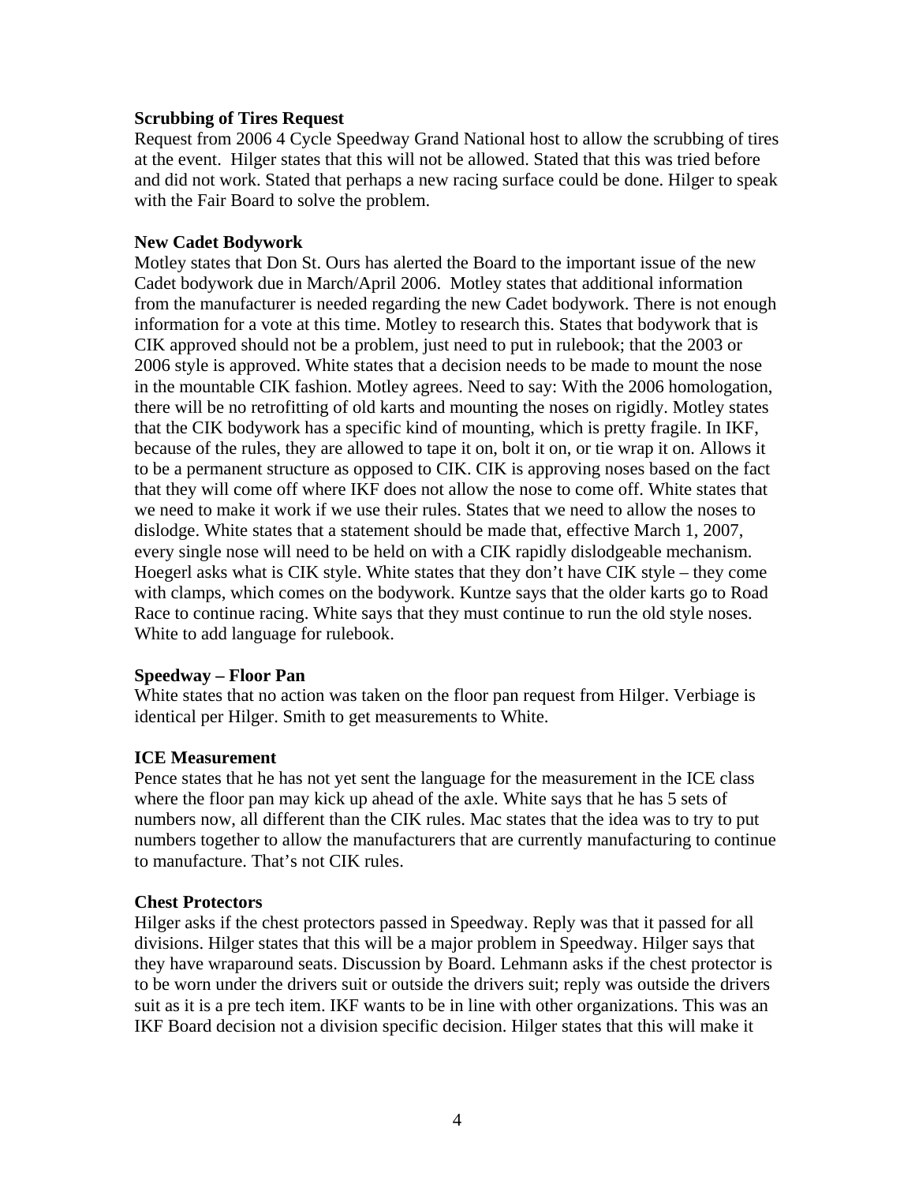**Scrubbing of Tires Request**

Request from 2006 4 Cycle Speedway Grand National host to allow the scrubbing of tires at the event. Hilger states that this will not be allowed. Stated that this was tried before and did not work. Stated that perhaps a new racing surface could be done. Hilger to speak with the Fair Board to solve the problem.

**New Cadet Bodywork**

Motley states that Don St. Ours has alerted the Board to the important issue of the new Cadet bodywork due in March/April 2006. Motley states that additional information from the manufacturer is needed regarding the new Cadet bodywork. There is not enough information for a vote at this time. Motley to research this. States that bodywork that is CIK approved should not be a problem, just need to put in rulebook; that the 2003 or 2006 style is approved. White states that a decision needs to be made to mount the nose in the mountable CIK fashion. Motley agrees. Need to say: With the 2006 homologation, there will be no retrofitting of old karts and mounting the noses on rigidly. Motley states that the CIK bodywork has a specific kind of mounting, which is pretty fragile. In IKF, because of the rules, they are allowed to tape it on, bolt it on, or tie wrap it on. Allows it to be a permanent structure as opposed to CIK. CIK is approving noses based on the fact that they will come off where IKF does not allow the nose to come off. White states that we need to make it work if we use their rules. States that we need to allow the noses to dislodge. White states that a statement should be made that, effective March 1, 2007, every single nose will need to be held on with a CIK rapidly dislodgeable mechanism. Hoegerl asks what is CIK style. White states that they don't have CIK style – they come with clamps, which comes on the bodywork. Kuntze says that the older karts go to Road Race to continue racing. White says that they must continue to run the old style noses. White to add language for rulebook.

**Speedway – Floor Pan**

White states that no action was taken on the floor pan request from Hilger. Verbiage is identical per Hilger. Smith to get measurements to White.

**ICE Measurement**

Pence states that he has not yet sent the language for the measurement in the ICE class where the floor pan may kick up ahead of the axle. White says that he has 5 sets of numbers now, all different than the CIK rules. Mac states that the idea was to try to put numbers together to allow the manufacturers that are currently manufacturing to continue to manufacture. That's not CIK rules.

**Chest Protectors**

Hilger asks if the chest protectors passed in Speedway. Reply was that it passed for all divisions. Hilger states that this will be a major problem in Speedway. Hilger says that they have wraparound seats. Discussion by Board. Lehmann asks if the chest protector is to be worn under the drivers suit or outside the drivers suit; reply was outside the drivers suit as it is a pre tech item. IKF wants to be in line with other organizations. This was an IKF Board decision not a division specific decision. Hilger states that this will make it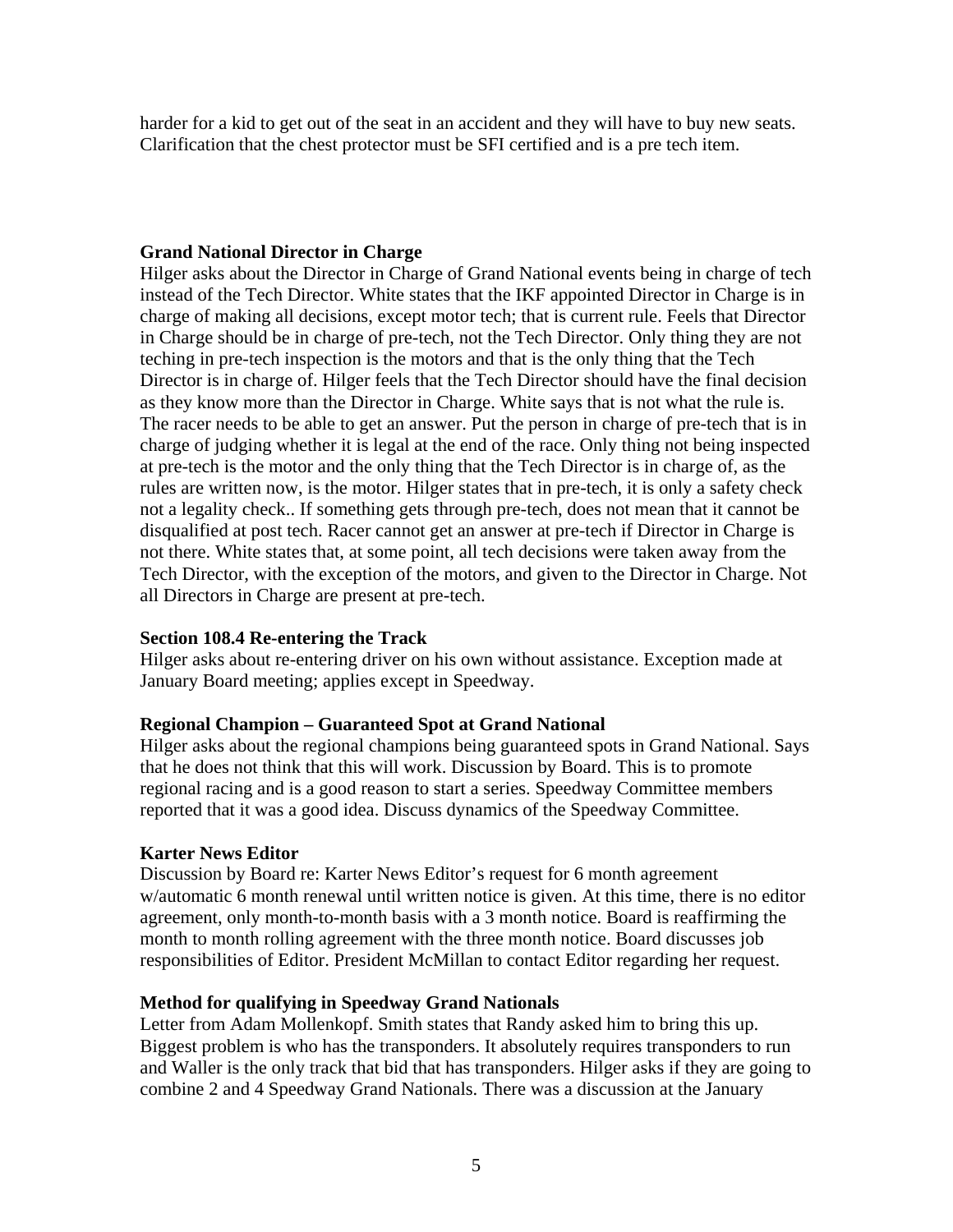harder for a kid to get out of the seat in an accident and they will have to buy new seats. Clarification that the chest protector must be SFI certified and is a pre tech item.

**Grand National Director in Charge**

Hilger asks about the Director in Charge of Grand National events being in charge of tech instead of the Tech Director. White states that the IKF appointed Director in Charge is in charge of making all decisions, except motor tech; that is current rule. Feels that Director in Charge should be in charge of pre-tech, not the Tech Director. Only thing they are not teching in pre-tech inspection is the motors and that is the only thing that the Tech Director is in charge of. Hilger feels that the Tech Director should have the final decision as they know more than the Director in Charge. White says that is not what the rule is. The racer needs to be able to get an answer. Put the person in charge of pre-tech that is in charge of judging whether it is legal at the end of the race. Only thing not being inspected at pre-tech is the motor and the only thing that the Tech Director is in charge of, as the rules are written now, is the motor. Hilger states that in pre-tech, it is only a safety check not a legality check.. If something gets through pre-tech, does not mean that it cannot be disqualified at post tech. Racer cannot get an answer at pre-tech if Director in Charge is not there. White states that, at some point, all tech decisions were taken away from the Tech Director, with the exception of the motors, and given to the Director in Charge. Not all Directors in Charge are present at pre-tech.

**Section 108.4 Re-entering the Track**

Hilger asks about re-entering driver on his own without assistance. Exception made at January Board meeting; applies except in Speedway.

**Regional Champion – Guaranteed Spot at Grand National**

Hilger asks about the regional champions being guaranteed spots in Grand National. Says that he does not think that this will work. Discussion by Board. This is to promote regional racing and is a good reason to start a series. Speedway Committee members reported that it was a good idea. Discuss dynamics of the Speedway Committee.

**Karter News Editor**

Discussion by Board re: Karter News Editor's request for 6 month agreement w/automatic 6 month renewal until written notice is given. At this time, there is no editor agreement, only month-to-month basis with a 3 month notice. Board is reaffirming the month to month rolling agreement with the three month notice. Board discusses job responsibilities of Editor. President McMillan to contact Editor regarding her request.

**Method for qualifying in Speedway Grand Nationals**

Letter from Adam Mollenkopf. Smith states that Randy asked him to bring this up. Biggest problem is who has the transponders. It absolutely requires transponders to run and Waller is the only track that bid that has transponders. Hilger asks if they are going to combine 2 and 4 Speedway Grand Nationals. There was a discussion at the January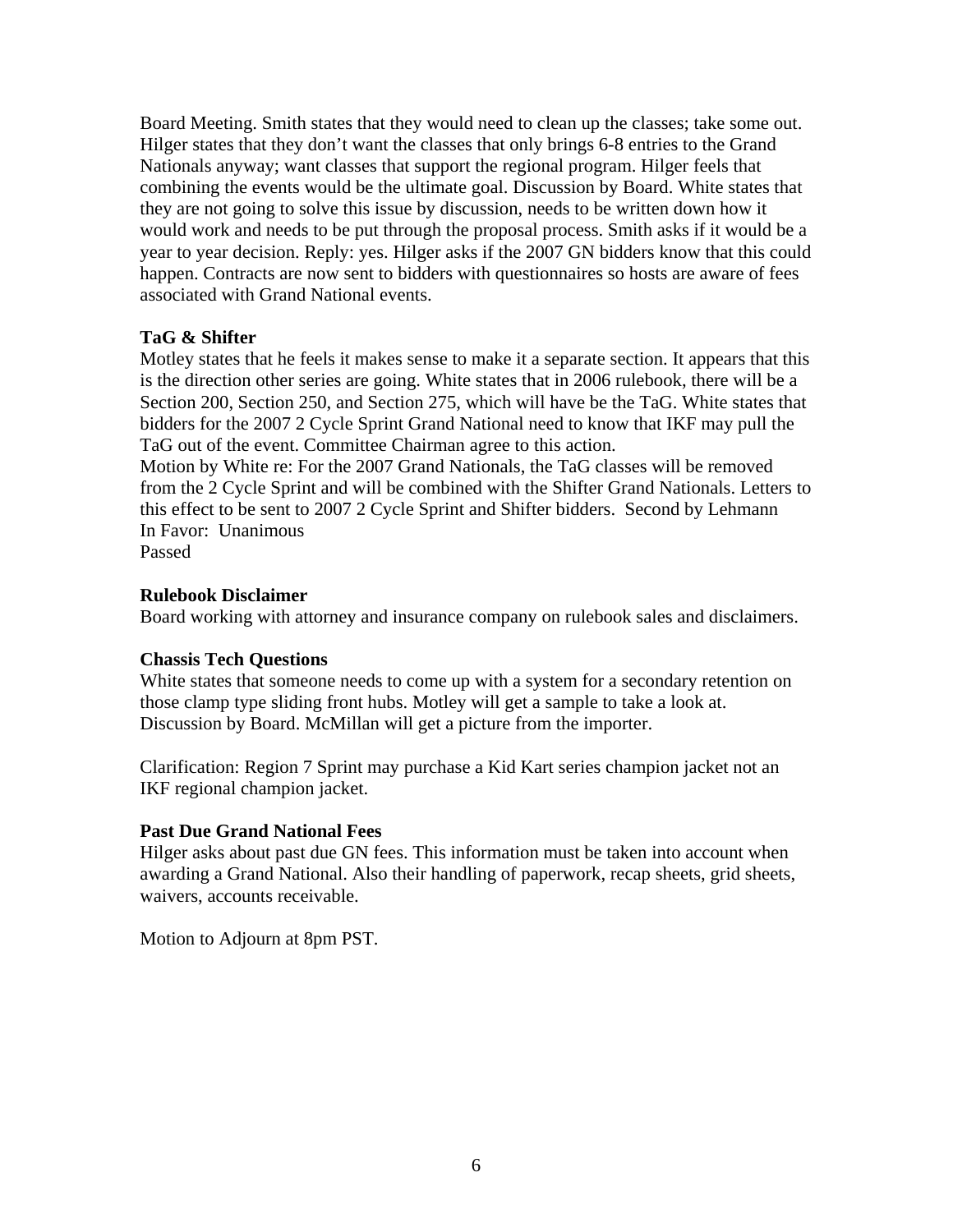Board Meeting. Smith states that they would need to clean up the classes; take some out. Hilger states that they don't want the classes that only brings 6-8 entries to the Grand Nationals anyway; want classes that support the regional program. Hilger feels that combining the events would be the ultimate goal. Discussion by Board. White states that they are not going to solve this issue by discussion, needs to be written down how it would work and needs to be put through the proposal process. Smith asks if it would be a year to year decision. Reply: yes. Hilger asks if the 2007 GN bidders know that this could happen. Contracts are now sent to bidders with questionnaires so hosts are aware of fees associated with Grand National events.

**TaG & Shifter**

Motley states that he feels it makes sense to make it a separate section. It appears that this is the direction other series are going. White states that in 2006 rulebook, there will be a Section 200, Section 250, and Section 275, which will have be the TaG. White states that bidders for the 2007 2 Cycle Sprint Grand National need to know that IKF may pull the TaG out of the event. Committee Chairman agree to this action.

Motion by White re: For the 2007 Grand Nationals, the TaG classes will be removed from the 2 Cycle Sprint and will be combined with the Shifter Grand Nationals. Letters to this effect to be sent to 2007 2 Cycle Sprint and Shifter bidders. Second by Lehmann
In Favor: Unanimous
Passed

**Rulebook Disclaimer**

Board working with attorney and insurance company on rulebook sales and disclaimers.

**Chassis Tech Questions**

White states that someone needs to come up with a system for a secondary retention on those clamp type sliding front hubs. Motley will get a sample to take a look at. Discussion by Board. McMillan will get a picture from the importer.

Clarification: Region 7 Sprint may purchase a Kid Kart series champion jacket not an IKF regional champion jacket.

**Past Due Grand National Fees**

Hilger asks about past due GN fees. This information must be taken into account when awarding a Grand National. Also their handling of paperwork, recap sheets, grid sheets, waivers, accounts receivable.

Motion to Adjourn at 8pm PST.